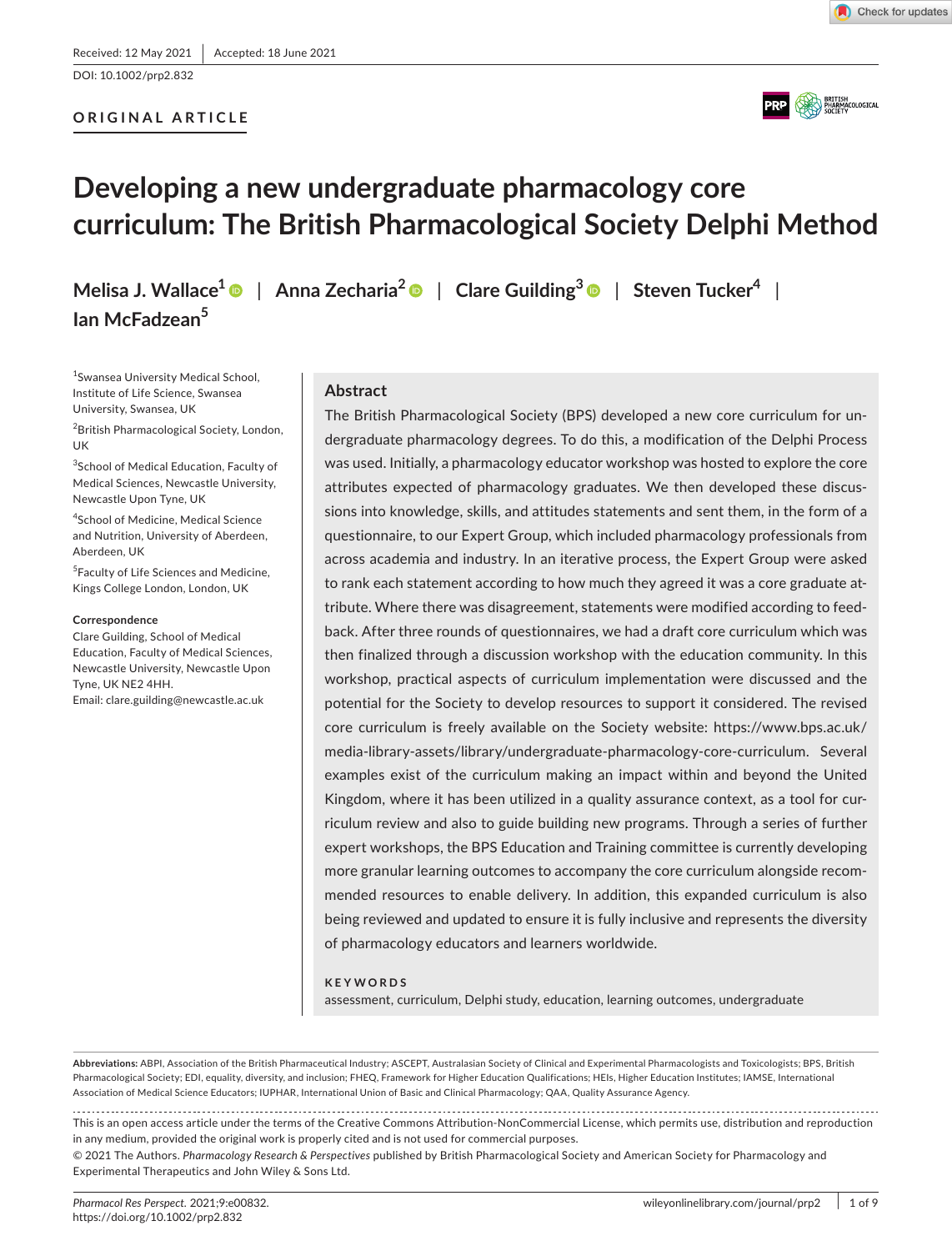Received: 12 May 2021 | Accepted: 18 June 2021

DOI: 10.1002/prp2.832

**ORIGINAL ARTICLE**

# Developing a new undergraduate pharmacology core curriculum: The British Pharmacological Society Delphi Method

**Melisa J. Wallace[1]** | **Anna Zecharia[2]** | **Clare Guilding[3]** | **Steven Tucker[4]** | **Ian McFadzean[5]**

[1]Swansea University Medical School, Institute of Life Science, Swansea University, Swansea, UK

[2]British Pharmacological Society, London, UK

[3]School of Medical Education, Faculty of Medical Sciences, Newcastle University, Newcastle Upon Tyne, UK

[4]School of Medicine, Medical Science and Nutrition, University of Aberdeen, Aberdeen, UK

[5]Faculty of Life Sciences and Medicine, Kings College London, London, UK

**Correspondence**

Clare Guilding, School of Medical Education, Faculty of Medical Sciences, Newcastle University, Newcastle Upon Tyne, UK NE2 4HH.
Email: clare.guilding@newcastle.ac.uk

## Abstract

The British Pharmacological Society (BPS) developed a new core curriculum for undergraduate pharmacology degrees. To do this, a modification of the Delphi Process was used. Initially, a pharmacology educator workshop was hosted to explore the core attributes expected of pharmacology graduates. We then developed these discussions into knowledge, skills, and attitudes statements and sent them, in the form of a questionnaire, to our Expert Group, which included pharmacology professionals from across academia and industry. In an iterative process, the Expert Group were asked to rank each statement according to how much they agreed it was a core graduate attribute. Where there was disagreement, statements were modified according to feedback. After three rounds of questionnaires, we had a draft core curriculum which was then finalized through a discussion workshop with the education community. In this workshop, practical aspects of curriculum implementation were discussed and the potential for the Society to develop resources to support it considered. The revised core curriculum is freely available on the Society website: https://www.bps.ac.uk/media-library-assets/library/undergraduate-pharmacology-core-curriculum. Several examples exist of the curriculum making an impact within and beyond the United Kingdom, where it has been utilized in a quality assurance context, as a tool for curriculum review and also to guide building new programs. Through a series of further expert workshops, the BPS Education and Training committee is currently developing more granular learning outcomes to accompany the core curriculum alongside recommended resources to enable delivery. In addition, this expanded curriculum is also being reviewed and updated to ensure it is fully inclusive and represents the diversity of pharmacology educators and learners worldwide.

**KEYWORDS**

assessment, curriculum, Delphi study, education, learning outcomes, undergraduate

**Abbreviations:** ABPI, Association of the British Pharmaceutical Industry; ASCEPT, Australasian Society of Clinical and Experimental Pharmacologists and Toxicologists; BPS, British Pharmacological Society; EDI, equality, diversity, and inclusion; FHEQ, Framework for Higher Education Qualifications; HEIs, Higher Education Institutes; IAMSE, International Association of Medical Science Educators; IUPHAR, International Union of Basic and Clinical Pharmacology; QAA, Quality Assurance Agency.

This is an open access article under the terms of the Creative Commons Attribution-NonCommercial License, which permits use, distribution and reproduction in any medium, provided the original work is properly cited and is not used for commercial purposes.
© 2021 The Authors. *Pharmacology Research & Perspectives* published by British Pharmacological Society and American Society for Pharmacology and Experimental Therapeutics and John Wiley & Sons Ltd.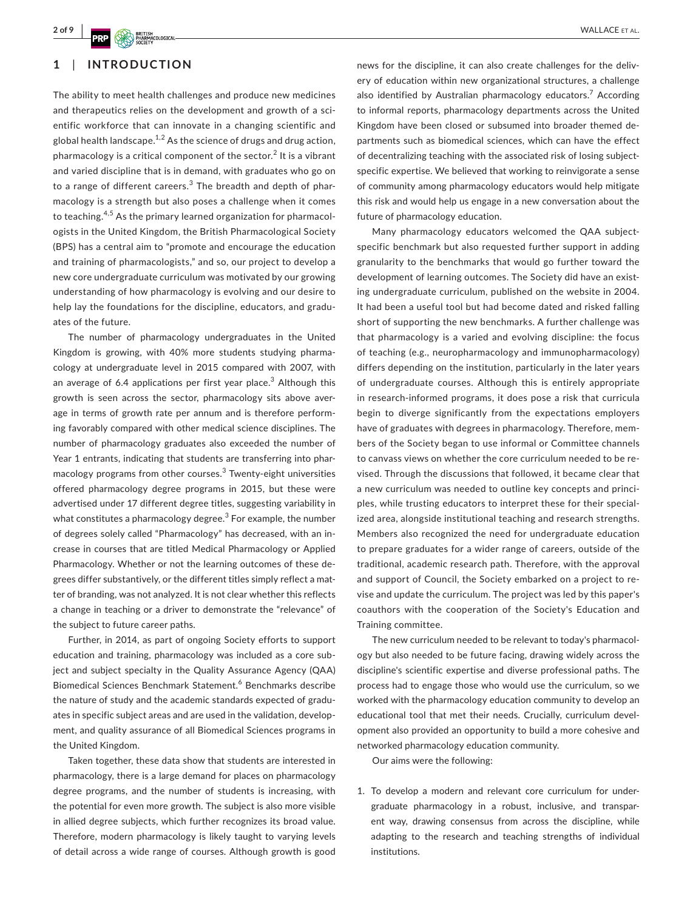## 1 | INTRODUCTION

The ability to meet health challenges and produce new medicines and therapeutics relies on the development and growth of a scientific workforce that can innovate in a changing scientific and global health landscape.[1,2] As the science of drugs and drug action, pharmacology is a critical component of the sector.[2] It is a vibrant and varied discipline that is in demand, with graduates who go on to a range of different careers.[3] The breadth and depth of pharmacology is a strength but also poses a challenge when it comes to teaching.[4,5] As the primary learned organization for pharmacologists in the United Kingdom, the British Pharmacological Society (BPS) has a central aim to "promote and encourage the education and training of pharmacologists," and so, our project to develop a new core undergraduate curriculum was motivated by our growing understanding of how pharmacology is evolving and our desire to help lay the foundations for the discipline, educators, and graduates of the future.

The number of pharmacology undergraduates in the United Kingdom is growing, with 40% more students studying pharmacology at undergraduate level in 2015 compared with 2007, with an average of 6.4 applications per first year place.[3] Although this growth is seen across the sector, pharmacology sits above average in terms of growth rate per annum and is therefore performing favorably compared with other medical science disciplines. The number of pharmacology graduates also exceeded the number of Year 1 entrants, indicating that students are transferring into pharmacology programs from other courses.[3] Twenty-eight universities offered pharmacology degree programs in 2015, but these were advertised under 17 different degree titles, suggesting variability in what constitutes a pharmacology degree.[3] For example, the number of degrees solely called "Pharmacology" has decreased, with an increase in courses that are titled Medical Pharmacology or Applied Pharmacology. Whether or not the learning outcomes of these degrees differ substantively, or the different titles simply reflect a matter of branding, was not analyzed. It is not clear whether this reflects a change in teaching or a driver to demonstrate the "relevance" of the subject to future career paths.

Further, in 2014, as part of ongoing Society efforts to support education and training, pharmacology was included as a core subject and subject specialty in the Quality Assurance Agency (QAA) Biomedical Sciences Benchmark Statement.[6] Benchmarks describe the nature of study and the academic standards expected of graduates in specific subject areas and are used in the validation, development, and quality assurance of all Biomedical Sciences programs in the United Kingdom.

Taken together, these data show that students are interested in pharmacology, there is a large demand for places on pharmacology degree programs, and the number of students is increasing, with the potential for even more growth. The subject is also more visible in allied degree subjects, which further recognizes its broad value. Therefore, modern pharmacology is likely taught to varying levels of detail across a wide range of courses. Although growth is good news for the discipline, it can also create challenges for the delivery of education within new organizational structures, a challenge also identified by Australian pharmacology educators.[7] According to informal reports, pharmacology departments across the United Kingdom have been closed or subsumed into broader themed departments such as biomedical sciences, which can have the effect of decentralizing teaching with the associated risk of losing subject-specific expertise. We believed that working to reinvigorate a sense of community among pharmacology educators would help mitigate this risk and would help us engage in a new conversation about the future of pharmacology education.

Many pharmacology educators welcomed the QAA subject-specific benchmark but also requested further support in adding granularity to the benchmarks that would go further toward the development of learning outcomes. The Society did have an existing undergraduate curriculum, published on the website in 2004. It had been a useful tool but had become dated and risked falling short of supporting the new benchmarks. A further challenge was that pharmacology is a varied and evolving discipline: the focus of teaching (e.g., neuropharmacology and immunopharmacology) differs depending on the institution, particularly in the later years of undergraduate courses. Although this is entirely appropriate in research-informed programs, it does pose a risk that curricula begin to diverge significantly from the expectations employers have of graduates with degrees in pharmacology. Therefore, members of the Society began to use informal or Committee channels to canvass views on whether the core curriculum needed to be revised. Through the discussions that followed, it became clear that a new curriculum was needed to outline key concepts and principles, while trusting educators to interpret these for their specialized area, alongside institutional teaching and research strengths. Members also recognized the need for undergraduate education to prepare graduates for a wider range of careers, outside of the traditional, academic research path. Therefore, with the approval and support of Council, the Society embarked on a project to revise and update the curriculum. The project was led by this paper's coauthors with the cooperation of the Society's Education and Training committee.

The new curriculum needed to be relevant to today's pharmacology but also needed to be future facing, drawing widely across the discipline's scientific expertise and diverse professional paths. The process had to engage those who would use the curriculum, so we worked with the pharmacology education community to develop an educational tool that met their needs. Crucially, curriculum development also provided an opportunity to build a more cohesive and networked pharmacology education community.

Our aims were the following:

1. To develop a modern and relevant core curriculum for undergraduate pharmacology in a robust, inclusive, and transparent way, drawing consensus from across the discipline, while adapting to the research and teaching strengths of individual institutions.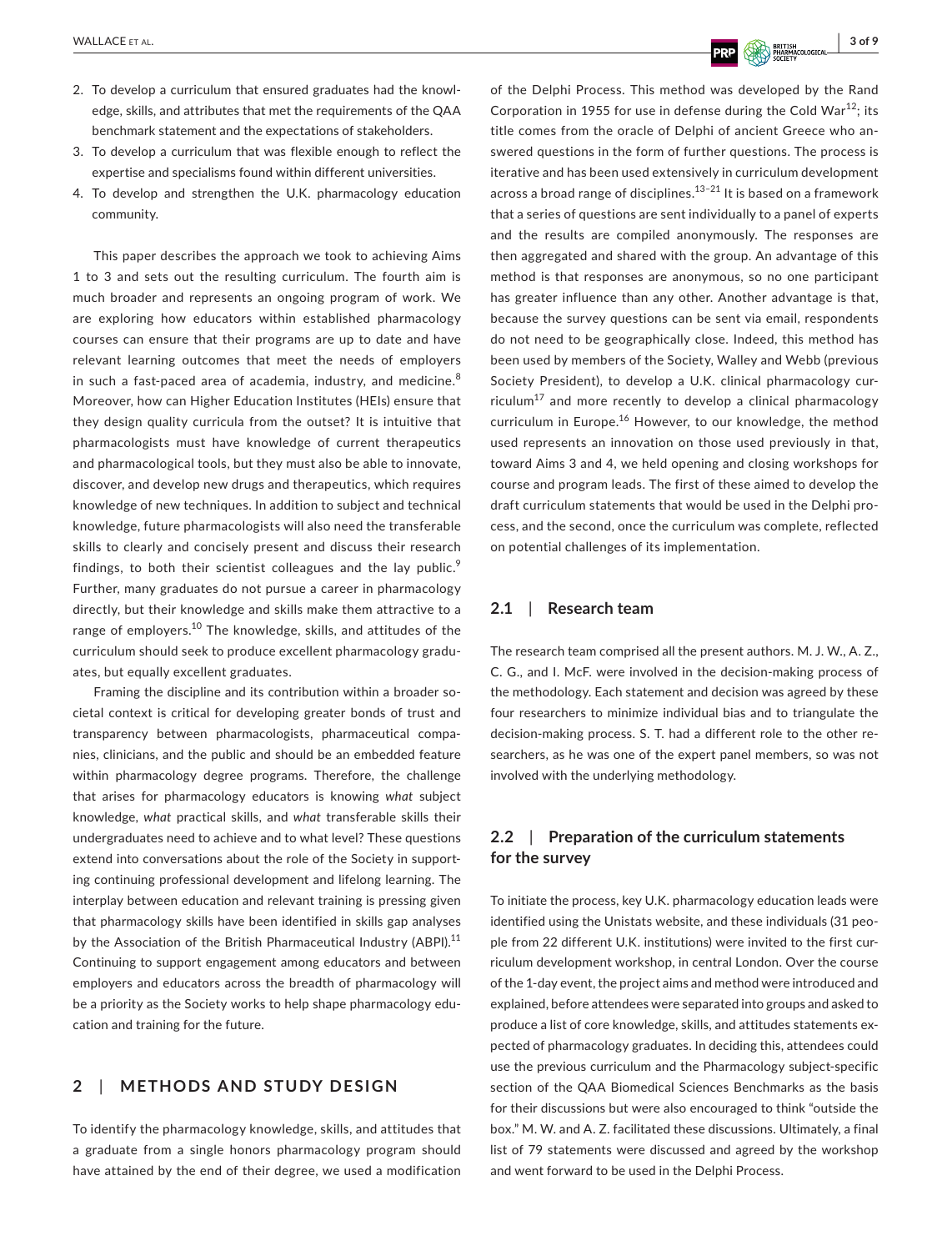2. To develop a curriculum that ensured graduates had the knowledge, skills, and attributes that met the requirements of the QAA benchmark statement and the expectations of stakeholders.
3. To develop a curriculum that was flexible enough to reflect the expertise and specialisms found within different universities.
4. To develop and strengthen the U.K. pharmacology education community.

This paper describes the approach we took to achieving Aims 1 to 3 and sets out the resulting curriculum. The fourth aim is much broader and represents an ongoing program of work. We are exploring how educators within established pharmacology courses can ensure that their programs are up to date and have relevant learning outcomes that meet the needs of employers in such a fast-paced area of academia, industry, and medicine.[8] Moreover, how can Higher Education Institutes (HEIs) ensure that they design quality curricula from the outset? It is intuitive that pharmacologists must have knowledge of current therapeutics and pharmacological tools, but they must also be able to innovate, discover, and develop new drugs and therapeutics, which requires knowledge of new techniques. In addition to subject and technical knowledge, future pharmacologists will also need the transferable skills to clearly and concisely present and discuss their research findings, to both their scientist colleagues and the lay public.[9] Further, many graduates do not pursue a career in pharmacology directly, but their knowledge and skills make them attractive to a range of employers.[10] The knowledge, skills, and attitudes of the curriculum should seek to produce excellent pharmacology graduates, but equally excellent graduates.

Framing the discipline and its contribution within a broader societal context is critical for developing greater bonds of trust and transparency between pharmacologists, pharmaceutical companies, clinicians, and the public and should be an embedded feature within pharmacology degree programs. Therefore, the challenge that arises for pharmacology educators is knowing *what* subject knowledge, *what* practical skills, and *what* transferable skills their undergraduates need to achieve and to what level? These questions extend into conversations about the role of the Society in supporting continuing professional development and lifelong learning. The interplay between education and relevant training is pressing given that pharmacology skills have been identified in skills gap analyses by the Association of the British Pharmaceutical Industry (ABPI).[11] Continuing to support engagement among educators and between employers and educators across the breadth of pharmacology will be a priority as the Society works to help shape pharmacology education and training for the future.

## 2 | METHODS AND STUDY DESIGN

To identify the pharmacology knowledge, skills, and attitudes that a graduate from a single honors pharmacology program should have attained by the end of their degree, we used a modification of the Delphi Process. This method was developed by the Rand Corporation in 1955 for use in defense during the Cold War[12]; its title comes from the oracle of Delphi of ancient Greece who answered questions in the form of further questions. The process is iterative and has been used extensively in curriculum development across a broad range of disciplines.[13–21] It is based on a framework that a series of questions are sent individually to a panel of experts and the results are compiled anonymously. The responses are then aggregated and shared with the group. An advantage of this method is that responses are anonymous, so no one participant has greater influence than any other. Another advantage is that, because the survey questions can be sent via email, respondents do not need to be geographically close. Indeed, this method has been used by members of the Society, Walley and Webb (previous Society President), to develop a U.K. clinical pharmacology curriculum[17] and more recently to develop a clinical pharmacology curriculum in Europe.[16] However, to our knowledge, the method used represents an innovation on those used previously in that, toward Aims 3 and 4, we held opening and closing workshops for course and program leads. The first of these aimed to develop the draft curriculum statements that would be used in the Delphi process, and the second, once the curriculum was complete, reflected on potential challenges of its implementation.

### 2.1 | Research team

The research team comprised all the present authors. M. J. W., A. Z., C. G., and I. McF. were involved in the decision-making process of the methodology. Each statement and decision was agreed by these four researchers to minimize individual bias and to triangulate the decision-making process. S. T. had a different role to the other researchers, as he was one of the expert panel members, so was not involved with the underlying methodology.

### 2.2 | Preparation of the curriculum statements for the survey

To initiate the process, key U.K. pharmacology education leads were identified using the Unistats website, and these individuals (31 people from 22 different U.K. institutions) were invited to the first curriculum development workshop, in central London. Over the course of the 1-day event, the project aims and method were introduced and explained, before attendees were separated into groups and asked to produce a list of core knowledge, skills, and attitudes statements expected of pharmacology graduates. In deciding this, attendees could use the previous curriculum and the Pharmacology subject-specific section of the QAA Biomedical Sciences Benchmarks as the basis for their discussions but were also encouraged to think "outside the box." M. W. and A. Z. facilitated these discussions. Ultimately, a final list of 79 statements were discussed and agreed by the workshop and went forward to be used in the Delphi Process.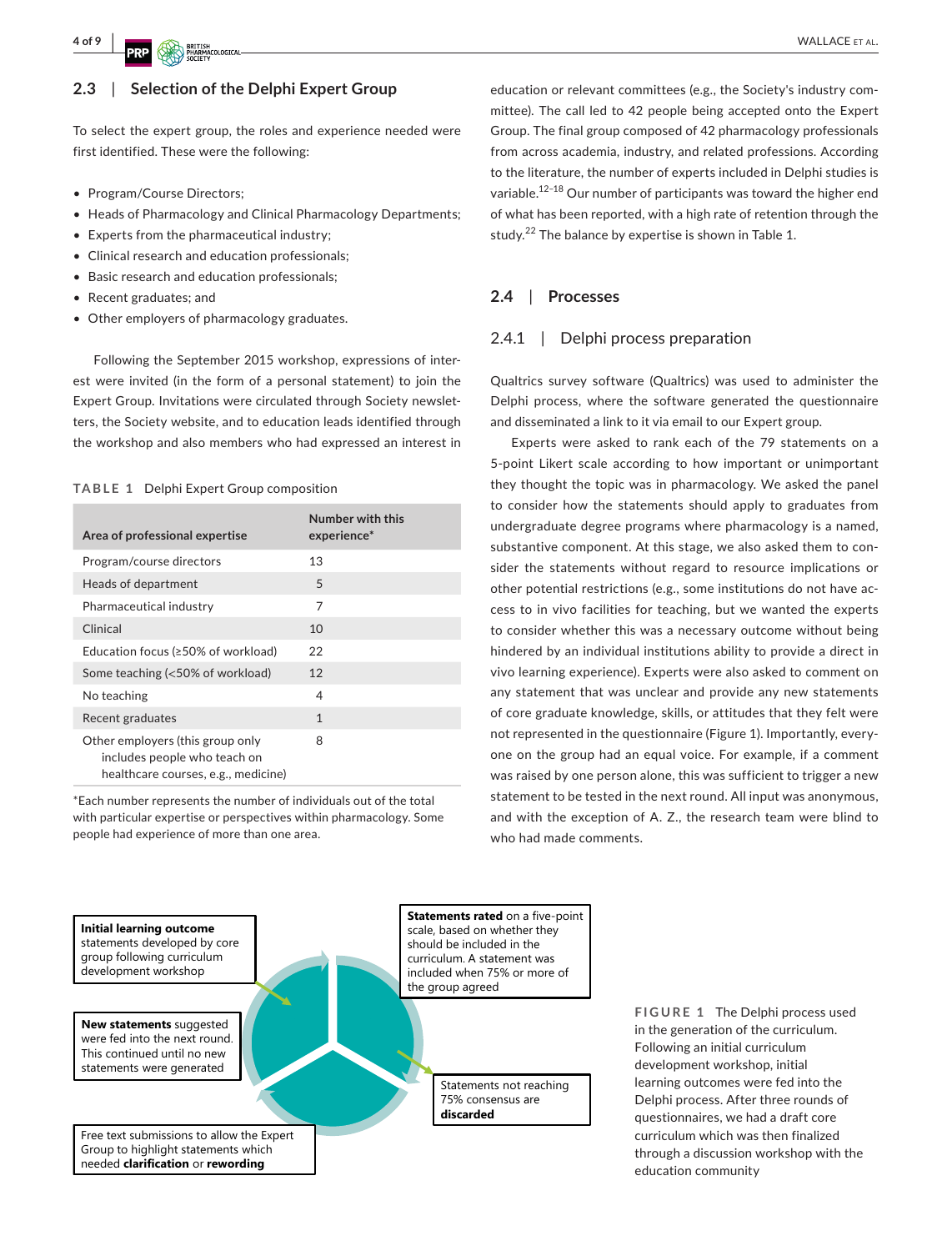## 2.3 | Selection of the Delphi Expert Group

To select the expert group, the roles and experience needed were first identified. These were the following:

- Program/Course Directors;
- Heads of Pharmacology and Clinical Pharmacology Departments;
- Experts from the pharmaceutical industry;
- Clinical research and education professionals;
- Basic research and education professionals;
- Recent graduates; and
- Other employers of pharmacology graduates.

Following the September 2015 workshop, expressions of interest were invited (in the form of a personal statement) to join the Expert Group. Invitations were circulated through Society newsletters, the Society website, and to education leads identified through the workshop and also members who had expressed an interest in education or relevant committees (e.g., the Society's industry committee). The call led to 42 people being accepted onto the Expert Group. The final group composed of 42 pharmacology professionals from across academia, industry, and related professions. According to the literature, the number of experts included in Delphi studies is variable.[12–18] Our number of participants was toward the higher end of what has been reported, with a high rate of retention through the study.[22] The balance by expertise is shown in Table 1.

**TABLE 1** Delphi Expert Group composition

| Area of professional expertise | Number with this experience* |
|---|---|
| Program/course directors | 13 |
| Heads of department | 5 |
| Pharmaceutical industry | 7 |
| Clinical | 10 |
| Education focus (≥50% of workload) | 22 |
| Some teaching (<50% of workload) | 12 |
| No teaching | 4 |
| Recent graduates | 1 |
| Other employers (this group only includes people who teach on healthcare courses, e.g., medicine) | 8 |

*Each number represents the number of individuals out of the total with particular expertise or perspectives within pharmacology. Some people had experience of more than one area.

## 2.4 | Processes

### 2.4.1 | Delphi process preparation

Qualtrics survey software (Qualtrics) was used to administer the Delphi process, where the software generated the questionnaire and disseminated a link to it via email to our Expert group.

Experts were asked to rank each of the 79 statements on a 5-point Likert scale according to how important or unimportant they thought the topic was in pharmacology. We asked the panel to consider how the statements should apply to graduates from undergraduate degree programs where pharmacology is a named, substantive component. At this stage, we also asked them to consider the statements without regard to resource implications or other potential restrictions (e.g., some institutions do not have access to in vivo facilities for teaching, but we wanted the experts to consider whether this was a necessary outcome without being hindered by an individual institutions ability to provide a direct in vivo learning experience). Experts were also asked to comment on any statement that was unclear and provide any new statements of core graduate knowledge, skills, or attitudes that they felt were not represented in the questionnaire (Figure 1). Importantly, everyone on the group had an equal voice. For example, if a comment was raised by one person alone, this was sufficient to trigger a new statement to be tested in the next round. All input was anonymous, and with the exception of A. Z., the research team were blind to who had made comments.

**Initial learning outcome** statements developed by core group following curriculum development workshop

**Statements rated** on a five-point scale, based on whether they should be included in the curriculum. A statement was included when 75% or more of the group agreed

**New statements** suggested were fed into the next round. This continued until no new statements were generated

Statements not reaching 75% consensus are **discarded**

Free text submissions to allow the Expert Group to highlight statements which needed **clarification** or **rewording**

**FIGURE 1** The Delphi process used in the generation of the curriculum. Following an initial curriculum development workshop, initial learning outcomes were fed into the Delphi process. After three rounds of questionnaires, we had a draft core curriculum which was then finalized through a discussion workshop with the education community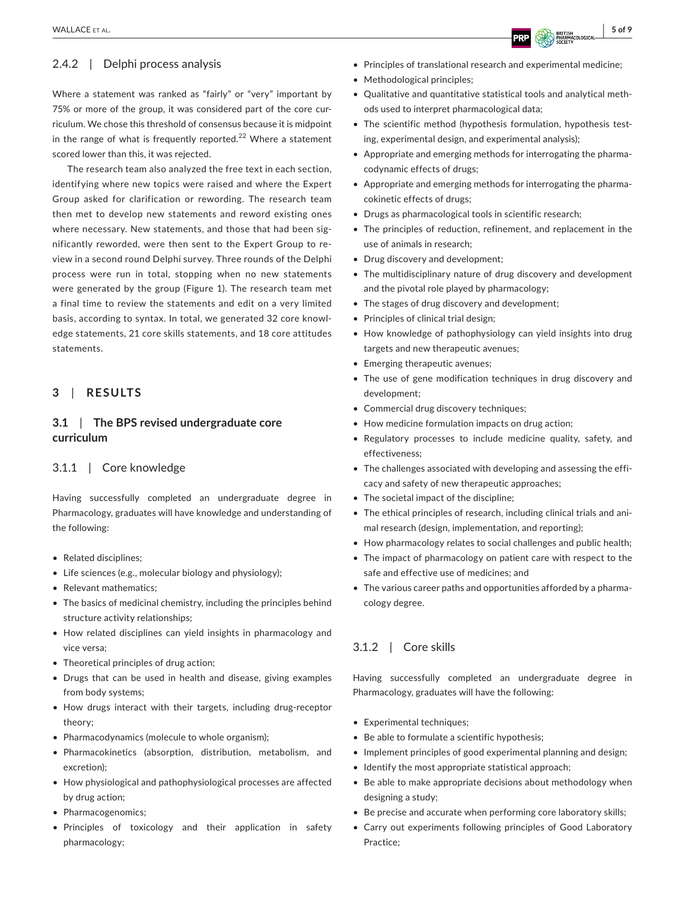### 2.4.2 | Delphi process analysis

Where a statement was ranked as "fairly" or "very" important by 75% or more of the group, it was considered part of the core curriculum. We chose this threshold of consensus because it is midpoint in the range of what is frequently reported.[22] Where a statement scored lower than this, it was rejected.

The research team also analyzed the free text in each section, identifying where new topics were raised and where the Expert Group asked for clarification or rewording. The research team then met to develop new statements and reword existing ones where necessary. New statements, and those that had been significantly reworded, were then sent to the Expert Group to review in a second round Delphi survey. Three rounds of the Delphi process were run in total, stopping when no new statements were generated by the group (Figure 1). The research team met a final time to review the statements and edit on a very limited basis, according to syntax. In total, we generated 32 core knowledge statements, 21 core skills statements, and 18 core attitudes statements.

## 3 | RESULTS

### 3.1 | The BPS revised undergraduate core curriculum

#### 3.1.1 | Core knowledge

Having successfully completed an undergraduate degree in Pharmacology, graduates will have knowledge and understanding of the following:

- Related disciplines;
- Life sciences (e.g., molecular biology and physiology);
- Relevant mathematics;
- The basics of medicinal chemistry, including the principles behind structure activity relationships;
- How related disciplines can yield insights in pharmacology and vice versa;
- Theoretical principles of drug action;
- Drugs that can be used in health and disease, giving examples from body systems;
- How drugs interact with their targets, including drug-receptor theory;
- Pharmacodynamics (molecule to whole organism);
- Pharmacokinetics (absorption, distribution, metabolism, and excretion);
- How physiological and pathophysiological processes are affected by drug action;
- Pharmacogenomics;
- Principles of toxicology and their application in safety pharmacology;
- Principles of translational research and experimental medicine;
- Methodological principles;
- Qualitative and quantitative statistical tools and analytical methods used to interpret pharmacological data;
- The scientific method (hypothesis formulation, hypothesis testing, experimental design, and experimental analysis);
- Appropriate and emerging methods for interrogating the pharmacodynamic effects of drugs;
- Appropriate and emerging methods for interrogating the pharmacokinetic effects of drugs;
- Drugs as pharmacological tools in scientific research;
- The principles of reduction, refinement, and replacement in the use of animals in research;
- Drug discovery and development;
- The multidisciplinary nature of drug discovery and development and the pivotal role played by pharmacology;
- The stages of drug discovery and development;
- Principles of clinical trial design;
- How knowledge of pathophysiology can yield insights into drug targets and new therapeutic avenues;
- Emerging therapeutic avenues;
- The use of gene modification techniques in drug discovery and development;
- Commercial drug discovery techniques;
- How medicine formulation impacts on drug action;
- Regulatory processes to include medicine quality, safety, and effectiveness;
- The challenges associated with developing and assessing the efficacy and safety of new therapeutic approaches;
- The societal impact of the discipline;
- The ethical principles of research, including clinical trials and animal research (design, implementation, and reporting);
- How pharmacology relates to social challenges and public health;
- The impact of pharmacology on patient care with respect to the safe and effective use of medicines; and
- The various career paths and opportunities afforded by a pharmacology degree.

#### 3.1.2 | Core skills

Having successfully completed an undergraduate degree in Pharmacology, graduates will have the following:

- Experimental techniques;
- Be able to formulate a scientific hypothesis;
- Implement principles of good experimental planning and design;
- Identify the most appropriate statistical approach;
- Be able to make appropriate decisions about methodology when designing a study;
- Be precise and accurate when performing core laboratory skills;
- Carry out experiments following principles of Good Laboratory Practice;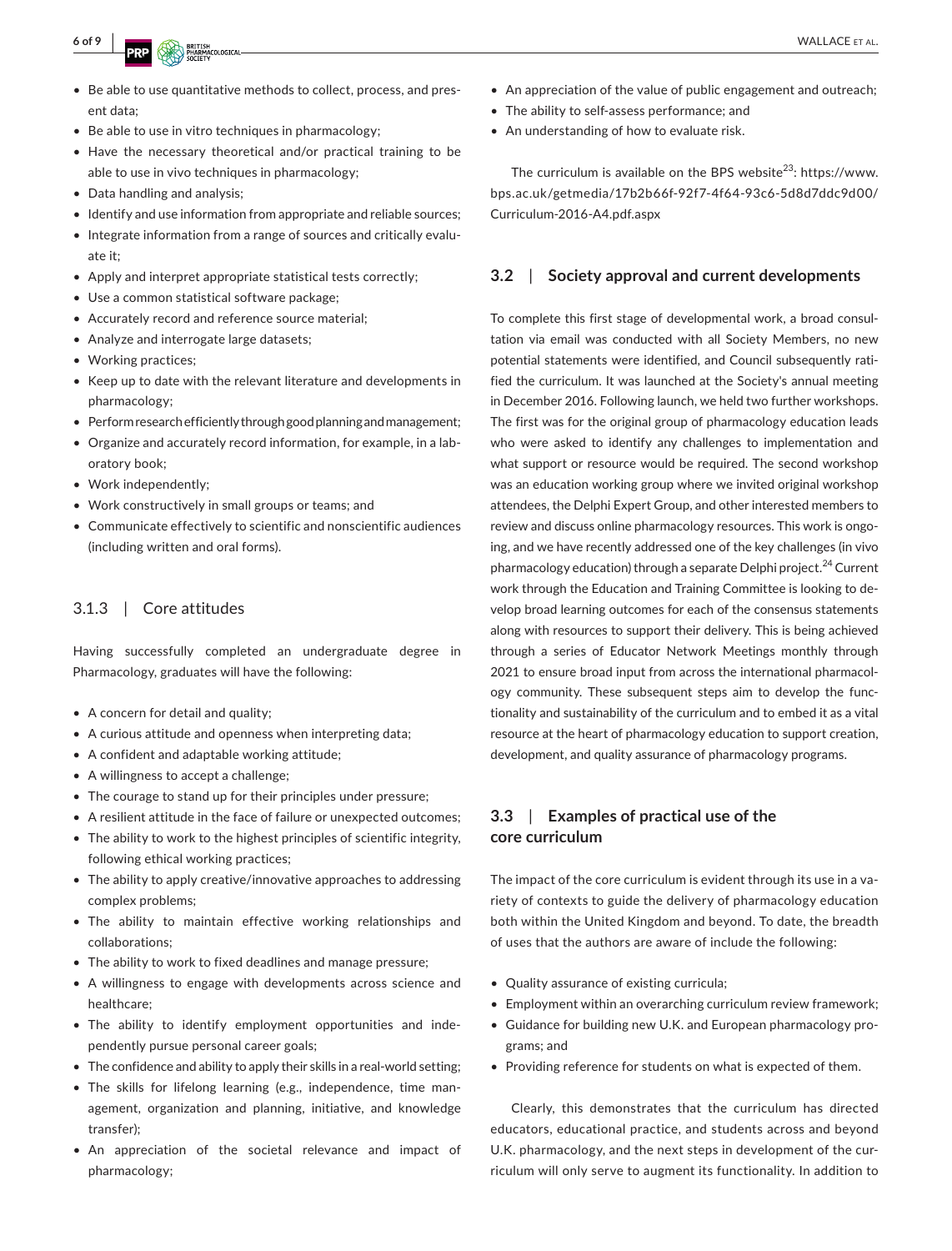- Be able to use quantitative methods to collect, process, and present data;
- Be able to use in vitro techniques in pharmacology;
- Have the necessary theoretical and/or practical training to be able to use in vivo techniques in pharmacology;
- Data handling and analysis;
- Identify and use information from appropriate and reliable sources;
- Integrate information from a range of sources and critically evaluate it;
- Apply and interpret appropriate statistical tests correctly;
- Use a common statistical software package;
- Accurately record and reference source material;
- Analyze and interrogate large datasets;
- Working practices;
- Keep up to date with the relevant literature and developments in pharmacology;
- Perform research efficiently through good planning and management;
- Organize and accurately record information, for example, in a laboratory book;
- Work independently;
- Work constructively in small groups or teams; and
- Communicate effectively to scientific and nonscientific audiences (including written and oral forms).

#### 3.1.3 | Core attitudes

Having successfully completed an undergraduate degree in Pharmacology, graduates will have the following:

- A concern for detail and quality;
- A curious attitude and openness when interpreting data;
- A confident and adaptable working attitude;
- A willingness to accept a challenge;
- The courage to stand up for their principles under pressure;
- A resilient attitude in the face of failure or unexpected outcomes;
- The ability to work to the highest principles of scientific integrity, following ethical working practices;
- The ability to apply creative/innovative approaches to addressing complex problems;
- The ability to maintain effective working relationships and collaborations;
- The ability to work to fixed deadlines and manage pressure;
- A willingness to engage with developments across science and healthcare;
- The ability to identify employment opportunities and independently pursue personal career goals;
- The confidence and ability to apply their skills in a real-world setting;
- The skills for lifelong learning (e.g., independence, time management, organization and planning, initiative, and knowledge transfer);
- An appreciation of the societal relevance and impact of pharmacology;
- An appreciation of the value of public engagement and outreach;
- The ability to self-assess performance; and
- An understanding of how to evaluate risk.

The curriculum is available on the BPS website[23]: https://www.bps.ac.uk/getmedia/17b2b66f-92f7-4f64-93c6-5d8d7ddc9d00/Curriculum-2016-A4.pdf.aspx

### 3.2 | Society approval and current developments

To complete this first stage of developmental work, a broad consultation via email was conducted with all Society Members, no new potential statements were identified, and Council subsequently ratified the curriculum. It was launched at the Society's annual meeting in December 2016. Following launch, we held two further workshops. The first was for the original group of pharmacology education leads who were asked to identify any challenges to implementation and what support or resource would be required. The second workshop was an education working group where we invited original workshop attendees, the Delphi Expert Group, and other interested members to review and discuss online pharmacology resources. This work is ongoing, and we have recently addressed one of the key challenges (in vivo pharmacology education) through a separate Delphi project.[24] Current work through the Education and Training Committee is looking to develop broad learning outcomes for each of the consensus statements along with resources to support their delivery. This is being achieved through a series of Educator Network Meetings monthly through 2021 to ensure broad input from across the international pharmacology community. These subsequent steps aim to develop the functionality and sustainability of the curriculum and to embed it as a vital resource at the heart of pharmacology education to support creation, development, and quality assurance of pharmacology programs.

### 3.3 | Examples of practical use of the core curriculum

The impact of the core curriculum is evident through its use in a variety of contexts to guide the delivery of pharmacology education both within the United Kingdom and beyond. To date, the breadth of uses that the authors are aware of include the following:

- Quality assurance of existing curricula;
- Employment within an overarching curriculum review framework;
- Guidance for building new U.K. and European pharmacology programs; and
- Providing reference for students on what is expected of them.

Clearly, this demonstrates that the curriculum has directed educators, educational practice, and students across and beyond U.K. pharmacology, and the next steps in development of the curriculum will only serve to augment its functionality. In addition to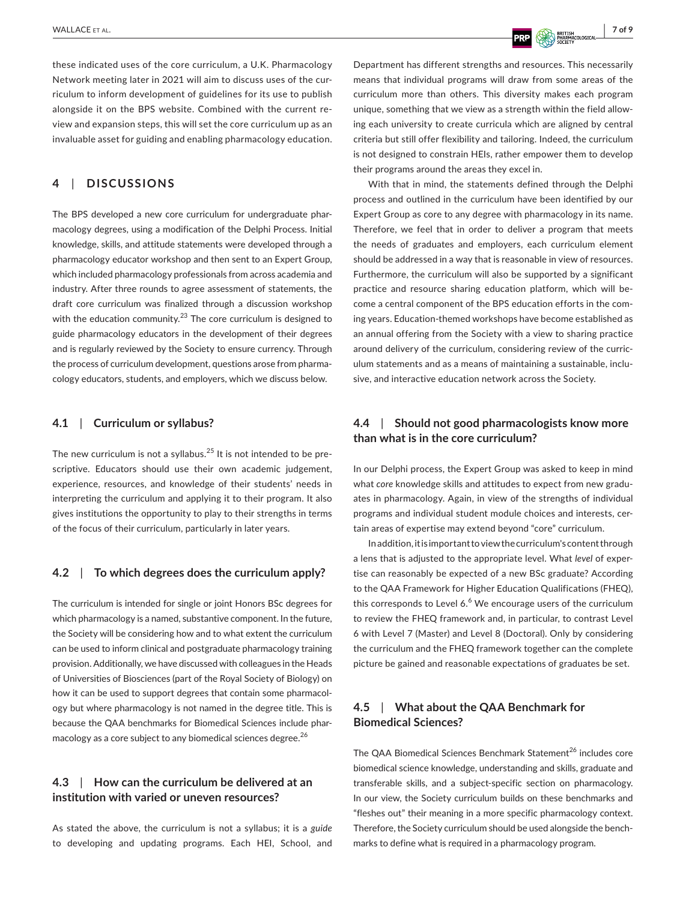these indicated uses of the core curriculum, a U.K. Pharmacology Network meeting later in 2021 will aim to discuss uses of the curriculum to inform development of guidelines for its use to publish alongside it on the BPS website. Combined with the current review and expansion steps, this will set the core curriculum up as an invaluable asset for guiding and enabling pharmacology education.

## 4 | DISCUSSIONS

The BPS developed a new core curriculum for undergraduate pharmacology degrees, using a modification of the Delphi Process. Initial knowledge, skills, and attitude statements were developed through a pharmacology educator workshop and then sent to an Expert Group, which included pharmacology professionals from across academia and industry. After three rounds to agree assessment of statements, the draft core curriculum was finalized through a discussion workshop with the education community.[23] The core curriculum is designed to guide pharmacology educators in the development of their degrees and is regularly reviewed by the Society to ensure currency. Through the process of curriculum development, questions arose from pharmacology educators, students, and employers, which we discuss below.

### 4.1 | Curriculum or syllabus?

The new curriculum is not a syllabus.[25] It is not intended to be prescriptive. Educators should use their own academic judgement, experience, resources, and knowledge of their students' needs in interpreting the curriculum and applying it to their program. It also gives institutions the opportunity to play to their strengths in terms of the focus of their curriculum, particularly in later years.

### 4.2 | To which degrees does the curriculum apply?

The curriculum is intended for single or joint Honors BSc degrees for which pharmacology is a named, substantive component. In the future, the Society will be considering how and to what extent the curriculum can be used to inform clinical and postgraduate pharmacology training provision. Additionally, we have discussed with colleagues in the Heads of Universities of Biosciences (part of the Royal Society of Biology) on how it can be used to support degrees that contain some pharmacology but where pharmacology is not named in the degree title. This is because the QAA benchmarks for Biomedical Sciences include pharmacology as a core subject to any biomedical sciences degree.[26]

### 4.3 | How can the curriculum be delivered at an institution with varied or uneven resources?

As stated the above, the curriculum is not a syllabus; it is a *guide* to developing and updating programs. Each HEI, School, and Department has different strengths and resources. This necessarily means that individual programs will draw from some areas of the curriculum more than others. This diversity makes each program unique, something that we view as a strength within the field allowing each university to create curricula which are aligned by central criteria but still offer flexibility and tailoring. Indeed, the curriculum is not designed to constrain HEIs, rather empower them to develop their programs around the areas they excel in.

With that in mind, the statements defined through the Delphi process and outlined in the curriculum have been identified by our Expert Group as core to any degree with pharmacology in its name. Therefore, we feel that in order to deliver a program that meets the needs of graduates and employers, each curriculum element should be addressed in a way that is reasonable in view of resources. Furthermore, the curriculum will also be supported by a significant practice and resource sharing education platform, which will become a central component of the BPS education efforts in the coming years. Education-themed workshops have become established as an annual offering from the Society with a view to sharing practice around delivery of the curriculum, considering review of the curriculum statements and as a means of maintaining a sustainable, inclusive, and interactive education network across the Society.

### 4.4 | Should not good pharmacologists know more than what is in the core curriculum?

In our Delphi process, the Expert Group was asked to keep in mind what *core* knowledge skills and attitudes to expect from new graduates in pharmacology. Again, in view of the strengths of individual programs and individual student module choices and interests, certain areas of expertise may extend beyond "core" curriculum.

In addition, it is important to view the curriculum's content through a lens that is adjusted to the appropriate level. What *level* of expertise can reasonably be expected of a new BSc graduate? According to the QAA Framework for Higher Education Qualifications (FHEQ), this corresponds to Level 6.[6] We encourage users of the curriculum to review the FHEQ framework and, in particular, to contrast Level 6 with Level 7 (Master) and Level 8 (Doctoral). Only by considering the curriculum and the FHEQ framework together can the complete picture be gained and reasonable expectations of graduates be set.

### 4.5 | What about the QAA Benchmark for Biomedical Sciences?

The QAA Biomedical Sciences Benchmark Statement[26] includes core biomedical science knowledge, understanding and skills, graduate and transferable skills, and a subject-specific section on pharmacology. In our view, the Society curriculum builds on these benchmarks and "fleshes out" their meaning in a more specific pharmacology context. Therefore, the Society curriculum should be used alongside the benchmarks to define what is required in a pharmacology program.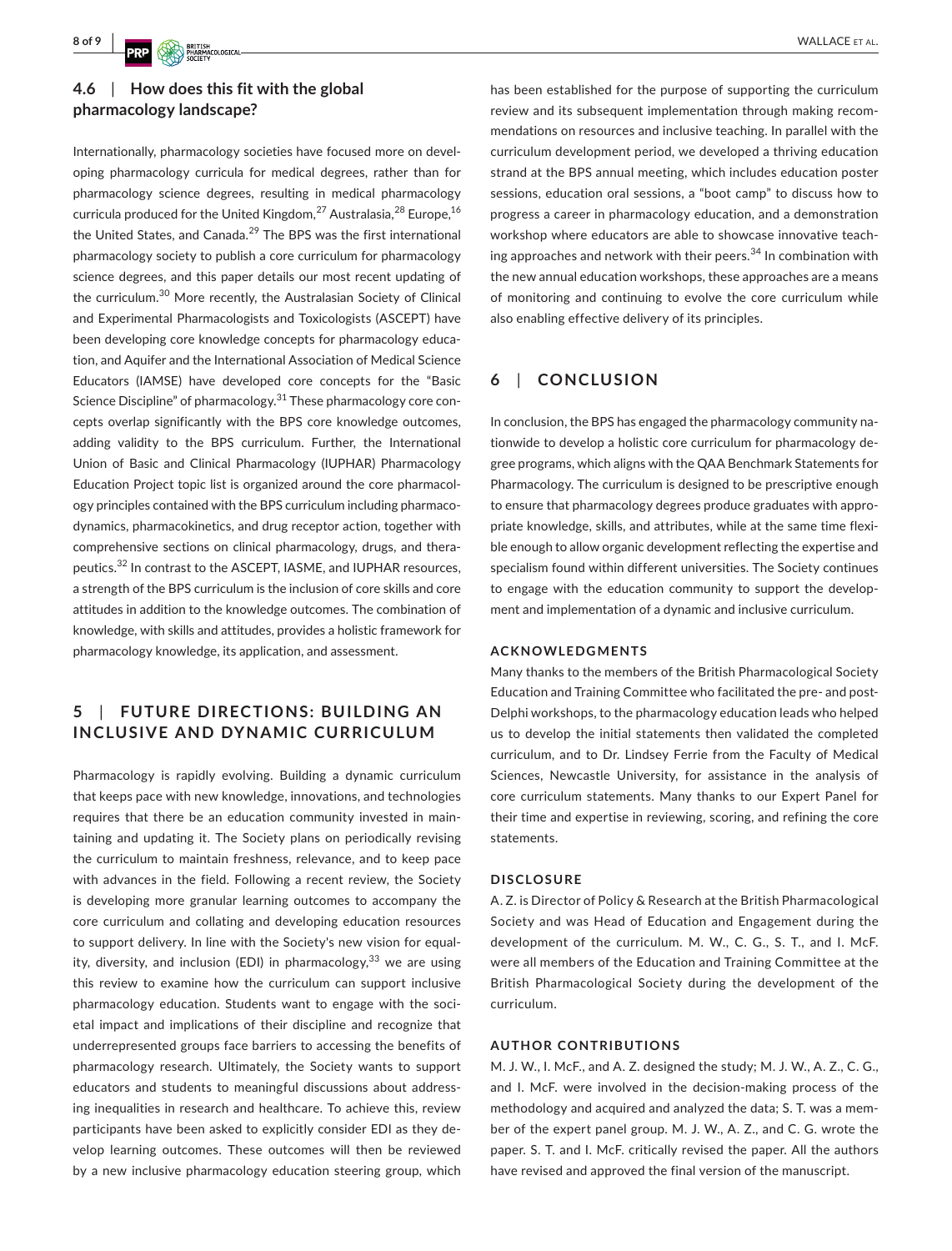### 4.6 | How does this fit with the global pharmacology landscape?

Internationally, pharmacology societies have focused more on developing pharmacology curricula for medical degrees, rather than for pharmacology science degrees, resulting in medical pharmacology curricula produced for the United Kingdom,[27] Australasia,[28] Europe,[16] the United States, and Canada.[29] The BPS was the first international pharmacology society to publish a core curriculum for pharmacology science degrees, and this paper details our most recent updating of the curriculum.[30] More recently, the Australasian Society of Clinical and Experimental Pharmacologists and Toxicologists (ASCEPT) have been developing core knowledge concepts for pharmacology education, and Aquifer and the International Association of Medical Science Educators (IAMSE) have developed core concepts for the "Basic Science Discipline" of pharmacology.[31] These pharmacology core concepts overlap significantly with the BPS core knowledge outcomes, adding validity to the BPS curriculum. Further, the International Union of Basic and Clinical Pharmacology (IUPHAR) Pharmacology Education Project topic list is organized around the core pharmacology principles contained with the BPS curriculum including pharmacodynamics, pharmacokinetics, and drug receptor action, together with comprehensive sections on clinical pharmacology, drugs, and therapeutics.[32] In contrast to the ASCEPT, IASME, and IUPHAR resources, a strength of the BPS curriculum is the inclusion of core skills and core attitudes in addition to the knowledge outcomes. The combination of knowledge, with skills and attitudes, provides a holistic framework for pharmacology knowledge, its application, and assessment.

## 5 | FUTURE DIRECTIONS: BUILDING AN INCLUSIVE AND DYNAMIC CURRICULUM

Pharmacology is rapidly evolving. Building a dynamic curriculum that keeps pace with new knowledge, innovations, and technologies requires that there be an education community invested in maintaining and updating it. The Society plans on periodically revising the curriculum to maintain freshness, relevance, and to keep pace with advances in the field. Following a recent review, the Society is developing more granular learning outcomes to accompany the core curriculum and collating and developing education resources to support delivery. In line with the Society's new vision for equality, diversity, and inclusion (EDI) in pharmacology,[33] we are using this review to examine how the curriculum can support inclusive pharmacology education. Students want to engage with the societal impact and implications of their discipline and recognize that underrepresented groups face barriers to accessing the benefits of pharmacology research. Ultimately, the Society wants to support educators and students to meaningful discussions about addressing inequalities in research and healthcare. To achieve this, review participants have been asked to explicitly consider EDI as they develop learning outcomes. These outcomes will then be reviewed by a new inclusive pharmacology education steering group, which has been established for the purpose of supporting the curriculum review and its subsequent implementation through making recommendations on resources and inclusive teaching. In parallel with the curriculum development period, we developed a thriving education strand at the BPS annual meeting, which includes education poster sessions, education oral sessions, a "boot camp" to discuss how to progress a career in pharmacology education, and a demonstration workshop where educators are able to showcase innovative teaching approaches and network with their peers.[34] In combination with the new annual education workshops, these approaches are a means of monitoring and continuing to evolve the core curriculum while also enabling effective delivery of its principles.

## 6 | CONCLUSION

In conclusion, the BPS has engaged the pharmacology community nationwide to develop a holistic core curriculum for pharmacology degree programs, which aligns with the QAA Benchmark Statements for Pharmacology. The curriculum is designed to be prescriptive enough to ensure that pharmacology degrees produce graduates with appropriate knowledge, skills, and attributes, while at the same time flexible enough to allow organic development reflecting the expertise and specialism found within different universities. The Society continues to engage with the education community to support the development and implementation of a dynamic and inclusive curriculum.

#### ACKNOWLEDGMENTS

Many thanks to the members of the British Pharmacological Society Education and Training Committee who facilitated the pre- and post-Delphi workshops, to the pharmacology education leads who helped us to develop the initial statements then validated the completed curriculum, and to Dr. Lindsey Ferrie from the Faculty of Medical Sciences, Newcastle University, for assistance in the analysis of core curriculum statements. Many thanks to our Expert Panel for their time and expertise in reviewing, scoring, and refining the core statements.

#### DISCLOSURE

A. Z. is Director of Policy & Research at the British Pharmacological Society and was Head of Education and Engagement during the development of the curriculum. M. W., C. G., S. T., and I. McF. were all members of the Education and Training Committee at the British Pharmacological Society during the development of the curriculum.

#### AUTHOR CONTRIBUTIONS

M. J. W., I. McF., and A. Z. designed the study; M. J. W., A. Z., C. G., and I. McF. were involved in the decision-making process of the methodology and acquired and analyzed the data; S. T. was a member of the expert panel group. M. J. W., A. Z., and C. G. wrote the paper. S. T. and I. McF. critically revised the paper. All the authors have revised and approved the final version of the manuscript.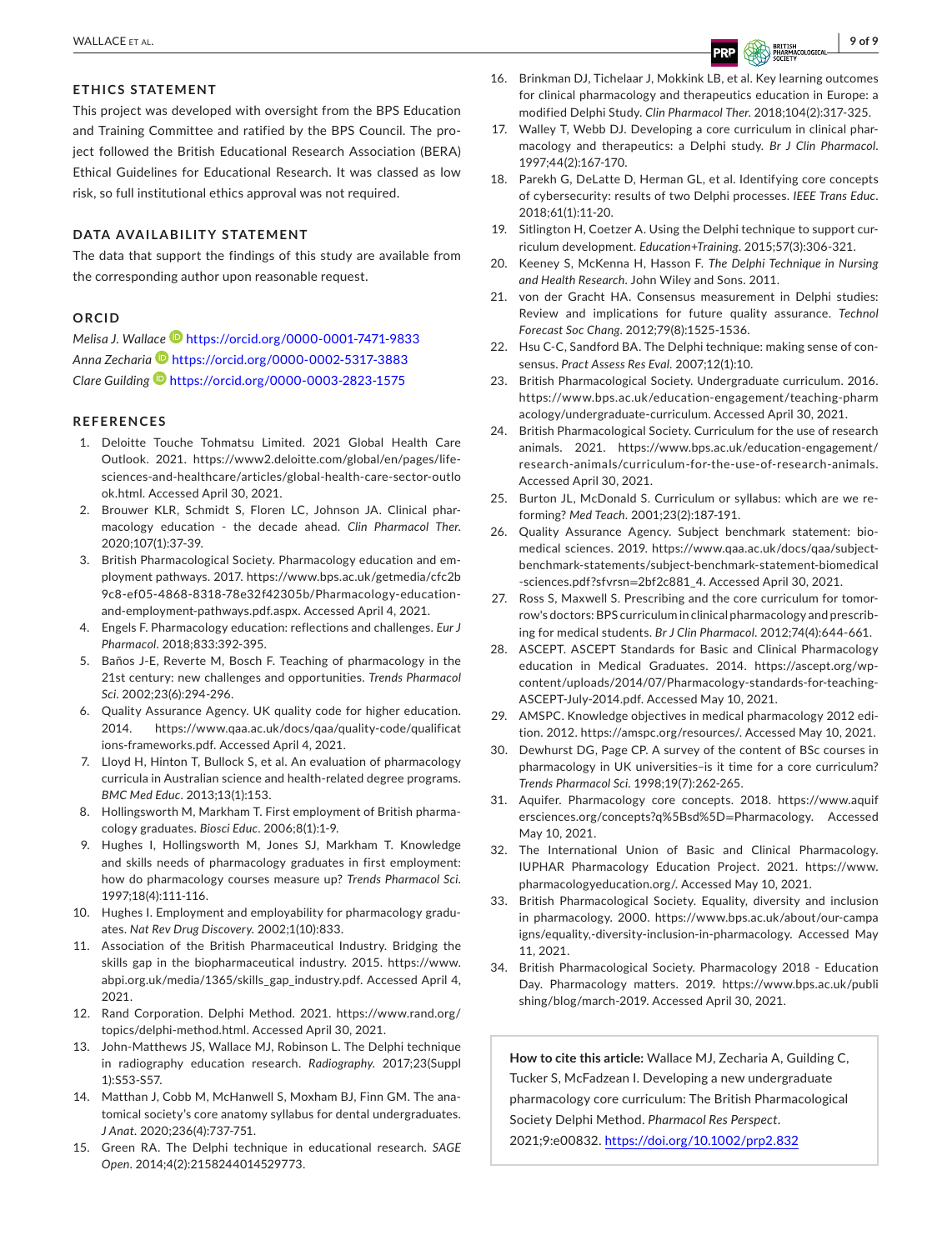## ETHICS STATEMENT

This project was developed with oversight from the BPS Education and Training Committee and ratified by the BPS Council. The project followed the British Educational Research Association (BERA) Ethical Guidelines for Educational Research. It was classed as low risk, so full institutional ethics approval was not required.

## DATA AVAILABILITY STATEMENT

The data that support the findings of this study are available from the corresponding author upon reasonable request.

## ORCID

*Melisa J. Wallace* https://orcid.org/0000-0001-7471-9833
*Anna Zecharia* https://orcid.org/0000-0002-5317-3883
*Clare Guilding* https://orcid.org/0000-0003-2823-1575

## REFERENCES

1. Deloitte Touche Tohmatsu Limited. 2021 Global Health Care Outlook. 2021. https://www2.deloitte.com/global/en/pages/life-sciences-and-healthcare/articles/global-health-care-sector-outlook.html. Accessed April 30, 2021.
2. Brouwer KLR, Schmidt S, Floren LC, Johnson JA. Clinical pharmacology education - the decade ahead. *Clin Pharmacol Ther.* 2020;107(1):37-39.
3. British Pharmacological Society. Pharmacology education and employment pathways. 2017. https://www.bps.ac.uk/getmedia/cfc2b9c8-ef05-4868-8318-78e32f42305b/Pharmacology-education-and-employment-pathways.pdf.aspx. Accessed April 4, 2021.
4. Engels F. Pharmacology education: reflections and challenges. *Eur J Pharmacol.* 2018;833:392-395.
5. Baños J-E, Reverte M, Bosch F. Teaching of pharmacology in the 21st century: new challenges and opportunities. *Trends Pharmacol Sci.* 2002;23(6):294-296.
6. Quality Assurance Agency. UK quality code for higher education. 2014. https://www.qaa.ac.uk/docs/qaa/quality-code/qualifications-frameworks.pdf. Accessed April 4, 2021.
7. Lloyd H, Hinton T, Bullock S, et al. An evaluation of pharmacology curricula in Australian science and health-related degree programs. *BMC Med Educ.* 2013;13(1):153.
8. Hollingsworth M, Markham T. First employment of British pharmacology graduates. *Biosci Educ.* 2006;8(1):1-9.
9. Hughes I, Hollingsworth M, Jones SJ, Markham T. Knowledge and skills needs of pharmacology graduates in first employment: how do pharmacology courses measure up? *Trends Pharmacol Sci.* 1997;18(4):111-116.
10. Hughes I. Employment and employability for pharmacology graduates. *Nat Rev Drug Discovery.* 2002;1(10):833.
11. Association of the British Pharmaceutical Industry. Bridging the skills gap in the biopharmaceutical industry. 2015. https://www.abpi.org.uk/media/1365/skills_gap_industry.pdf. Accessed April 4, 2021.
12. Rand Corporation. Delphi Method. 2021. https://www.rand.org/topics/delphi-method.html. Accessed April 30, 2021.
13. John-Matthews JS, Wallace MJ, Robinson L. The Delphi technique in radiography education research. *Radiography.* 2017;23(Suppl 1):S53-S57.
14. Matthan J, Cobb M, McHanwell S, Moxham BJ, Finn GM. The anatomical society's core anatomy syllabus for dental undergraduates. *J Anat.* 2020;236(4):737-751.
15. Green RA. The Delphi technique in educational research. *SAGE Open.* 2014;4(2):2158244014529773.
16. Brinkman DJ, Tichelaar J, Mokkink LB, et al. Key learning outcomes for clinical pharmacology and therapeutics education in Europe: a modified Delphi Study. *Clin Pharmacol Ther.* 2018;104(2):317-325.
17. Walley T, Webb DJ. Developing a core curriculum in clinical pharmacology and therapeutics: a Delphi study. *Br J Clin Pharmacol.* 1997;44(2):167-170.
18. Parekh G, DeLatte D, Herman GL, et al. Identifying core concepts of cybersecurity: results of two Delphi processes. *IEEE Trans Educ.* 2018;61(1):11-20.
19. Sitlington H, Coetzer A. Using the Delphi technique to support curriculum development. *Education+Training.* 2015;57(3):306-321.
20. Keeney S, McKenna H, Hasson F. *The Delphi Technique in Nursing and Health Research.* John Wiley and Sons. 2011.
21. von der Gracht HA. Consensus measurement in Delphi studies: Review and implications for future quality assurance. *Technol Forecast Soc Chang.* 2012;79(8):1525-1536.
22. Hsu C-C, Sandford BA. The Delphi technique: making sense of consensus. *Pract Assess Res Eval.* 2007;12(1):10.
23. British Pharmacological Society. Undergraduate curriculum. 2016. https://www.bps.ac.uk/education-engagement/teaching-pharmacology/undergraduate-curriculum. Accessed April 30, 2021.
24. British Pharmacological Society. Curriculum for the use of research animals. 2021. https://www.bps.ac.uk/education-engagement/research-animals/curriculum-for-the-use-of-research-animals. Accessed April 30, 2021.
25. Burton JL, McDonald S. Curriculum or syllabus: which are we reforming? *Med Teach.* 2001;23(2):187-191.
26. Quality Assurance Agency. Subject benchmark statement: biomedical sciences. 2019. https://www.qaa.ac.uk/docs/qaa/subject-benchmark-statements/subject-benchmark-statement-biomedical-sciences.pdf?sfvrsn=2bf2c881_4. Accessed April 30, 2021.
27. Ross S, Maxwell S. Prescribing and the core curriculum for tomorrow's doctors: BPS curriculum in clinical pharmacology and prescribing for medical students. *Br J Clin Pharmacol.* 2012;74(4):644-661.
28. ASCEPT. ASCEPT Standards for Basic and Clinical Pharmacology education in Medical Graduates. 2014. https://ascept.org/wp-content/uploads/2014/07/Pharmacology-standards-for-teaching-ASCEPT-July-2014.pdf. Accessed May 10, 2021.
29. AMSPC. Knowledge objectives in medical pharmacology 2012 edition. 2012. https://amspc.org/resources/. Accessed May 10, 2021.
30. Dewhurst DG, Page CP. A survey of the content of BSc courses in pharmacology in UK universities–is it time for a core curriculum? *Trends Pharmacol Sci.* 1998;19(7):262-265.
31. Aquifer. Pharmacology core concepts. 2018. https://www.aquifersciences.org/concepts?q%5Bsd%5D=Pharmacology. Accessed May 10, 2021.
32. The International Union of Basic and Clinical Pharmacology. IUPHAR Pharmacology Education Project. 2021. https://www.pharmacologyeducation.org/. Accessed May 10, 2021.
33. British Pharmacological Society. Equality, diversity and inclusion in pharmacology. 2000. https://www.bps.ac.uk/about/our-campaigns/equality,-diversity-inclusion-in-pharmacology. Accessed May 11, 2021.
34. British Pharmacological Society. Pharmacology 2018 - Education Day. Pharmacology matters. 2019. https://www.bps.ac.uk/publishing/blog/march-2019. Accessed April 30, 2021.

**How to cite this article:** Wallace MJ, Zecharia A, Guilding C, Tucker S, McFadzean I. Developing a new undergraduate pharmacology core curriculum: The British Pharmacological Society Delphi Method. *Pharmacol Res Perspect*. 2021;9:e00832. https://doi.org/10.1002/prp2.832